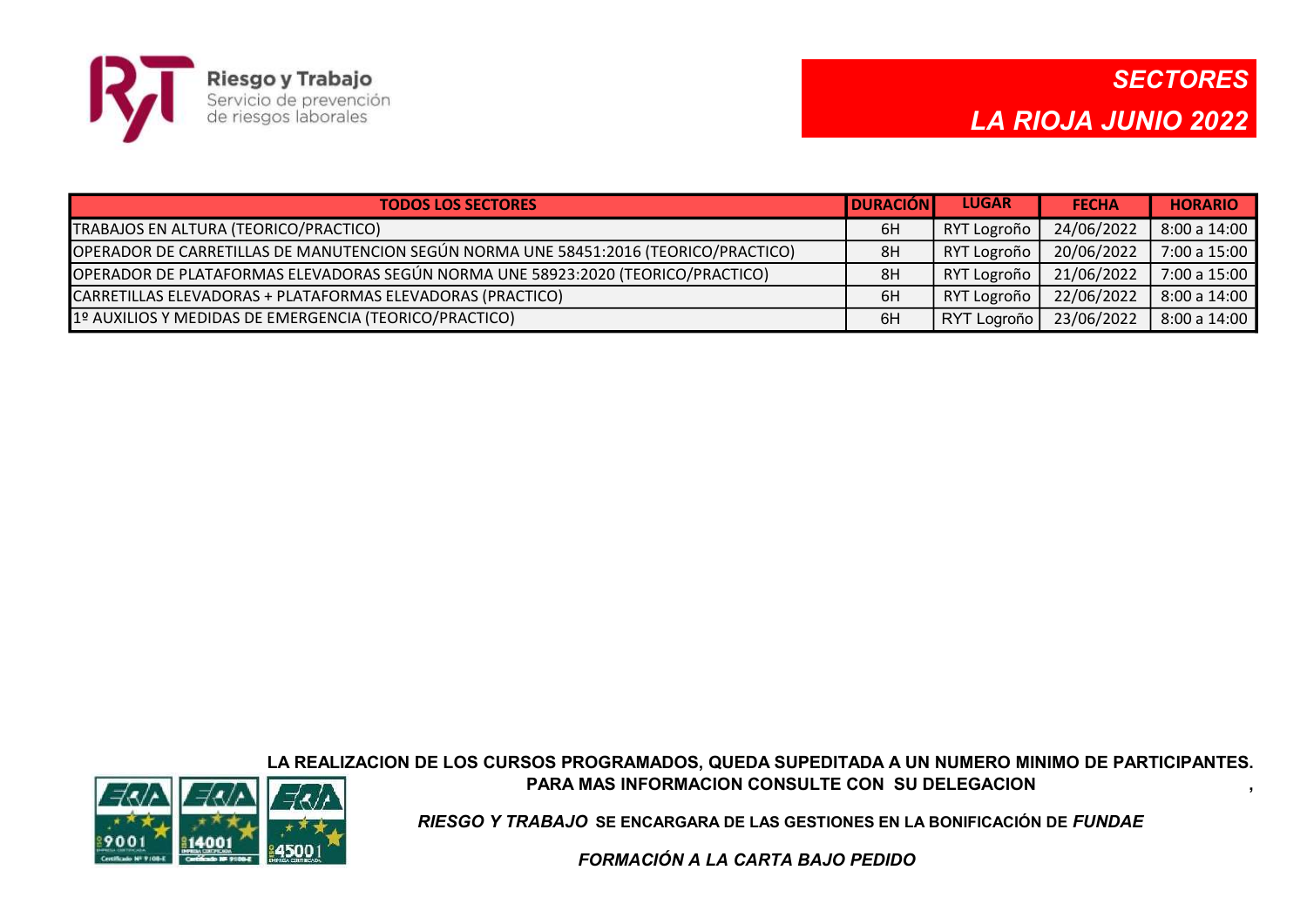Riesgo y Trabajo
Servicio de prevención de riesgos laborales

# SECTORES
# LA RIOJA JUNIO 2022

| TODOS LOS SECTORES | DURACIÓN | LUGAR | FECHA | HORARIO |
|---|---|---|---|---|
| TRABAJOS EN ALTURA (TEORICO/PRACTICO) | 6H | RYT Logroño | 24/06/2022 | 8:00 a 14:00 |
| OPERADOR DE CARRETILLAS DE MANUTENCION SEGÚN NORMA UNE 58451:2016 (TEORICO/PRACTICO) | 8H | RYT Logroño | 20/06/2022 | 7:00 a 15:00 |
| OPERADOR DE PLATAFORMAS ELEVADORAS SEGÚN NORMA UNE 58923:2020 (TEORICO/PRACTICO) | 8H | RYT Logroño | 21/06/2022 | 7:00 a 15:00 |
| CARRETILLAS ELEVADORAS + PLATAFORMAS ELEVADORAS (PRACTICO) | 6H | RYT Logroño | 22/06/2022 | 8:00 a 14:00 |
| 1º AUXILIOS Y MEDIDAS DE EMERGENCIA (TEORICO/PRACTICO) | 6H | RYT Logroño | 23/06/2022 | 8:00 a 14:00 |

**LA REALIZACION DE LOS CURSOS PROGRAMADOS, QUEDA SUPEDITADA A UN NUMERO MINIMO DE PARTICIPANTES.**
**PARA MAS INFORMACION CONSULTE CON SU DELEGACION**

***RIESGO Y TRABAJO*** **SE ENCARGARA DE LAS GESTIONES EN LA BONIFICACIÓN DE** ***FUNDAE***

***FORMACIÓN A LA CARTA BAJO PEDIDO***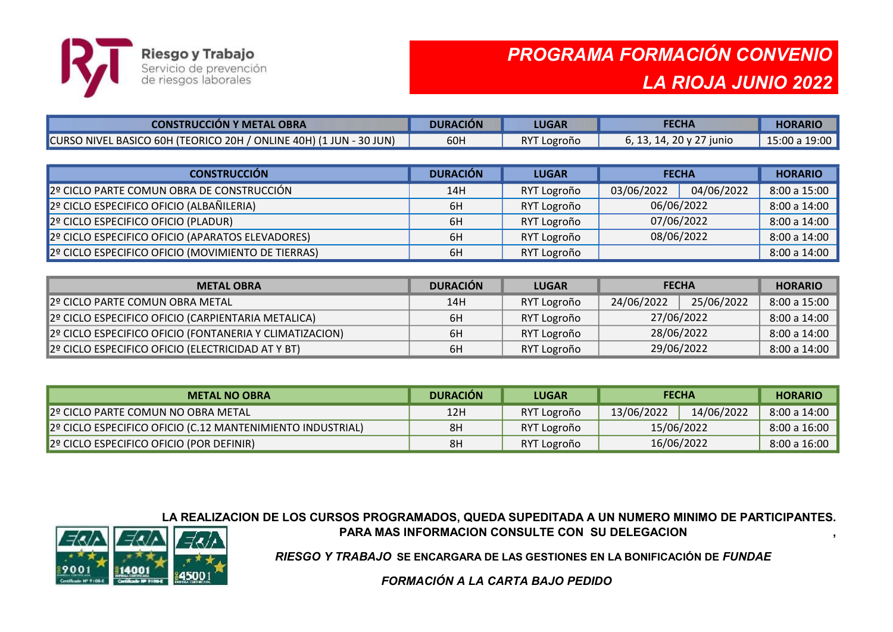Riesgo y Trabajo
Servicio de prevención de riesgos laborales

# PROGRAMA FORMACIÓN CONVENIO LA RIOJA JUNIO 2022

| CONSTRUCCIÓN Y METAL OBRA | DURACIÓN | LUGAR | FECHA | | HORARIO |
|---|---|---|---|---|---|
| CURSO NIVEL BASICO 60H (TEORICO 20H / ONLINE 40H) (1 JUN - 30 JUN) | 60H | RYT Logroño | 6, 13, 14, 20 y 27 junio | | 15:00 a 19:00 |

| CONSTRUCCIÓN | DURACIÓN | LUGAR | FECHA | | HORARIO |
|---|---|---|---|---|---|
| 2º CICLO PARTE COMUN OBRA DE CONSTRUCCIÓN | 14H | RYT Logroño | 03/06/2022 | 04/06/2022 | 8:00 a 15:00 |
| 2º CICLO ESPECIFICO OFICIO (ALBAÑILERIA) | 6H | RYT Logroño | 06/06/2022 | | 8:00 a 14:00 |
| 2º CICLO ESPECIFICO OFICIO (PLADUR) | 6H | RYT Logroño | 07/06/2022 | | 8:00 a 14:00 |
| 2º CICLO ESPECIFICO OFICIO (APARATOS ELEVADORES) | 6H | RYT Logroño | 08/06/2022 | | 8:00 a 14:00 |
| 2º CICLO ESPECIFICO OFICIO (MOVIMIENTO DE TIERRAS) | 6H | RYT Logroño | | | 8:00 a 14:00 |

| METAL OBRA | DURACIÓN | LUGAR | FECHA | | HORARIO |
|---|---|---|---|---|---|
| 2º CICLO PARTE COMUN OBRA METAL | 14H | RYT Logroño | 24/06/2022 | 25/06/2022 | 8:00 a 15:00 |
| 2º CICLO ESPECIFICO OFICIO (CARPIENTARIA METALICA) | 6H | RYT Logroño | 27/06/2022 | | 8:00 a 14:00 |
| 2º CICLO ESPECIFICO OFICIO (FONTANERIA Y CLIMATIZACION) | 6H | RYT Logroño | 28/06/2022 | | 8:00 a 14:00 |
| 2º CICLO ESPECIFICO OFICIO (ELECTRICIDAD AT Y BT) | 6H | RYT Logroño | 29/06/2022 | | 8:00 a 14:00 |

| METAL NO OBRA | DURACIÓN | LUGAR | FECHA | | HORARIO |
|---|---|---|---|---|---|
| 2º CICLO PARTE COMUN NO OBRA METAL | 12H | RYT Logroño | 13/06/2022 | 14/06/2022 | 8:00 a 14:00 |
| 2º CICLO ESPECIFICO OFICIO (C.12 MANTENIMIENTO INDUSTRIAL) | 8H | RYT Logroño | 15/06/2022 | | 8:00 a 16:00 |
| 2º CICLO ESPECIFICO OFICIO (POR DEFINIR) | 8H | RYT Logroño | 16/06/2022 | | 8:00 a 16:00 |

**LA REALIZACION DE LOS CURSOS PROGRAMADOS, QUEDA SUPEDITADA A UN NUMERO MINIMO DE PARTICIPANTES.**
**PARA MAS INFORMACION CONSULTE CON SU DELEGACION**

***RIESGO Y TRABAJO*** **SE ENCARGARA DE LAS GESTIONES EN LA BONIFICACIÓN DE** ***FUNDAE***

***FORMACIÓN A LA CARTA BAJO PEDIDO***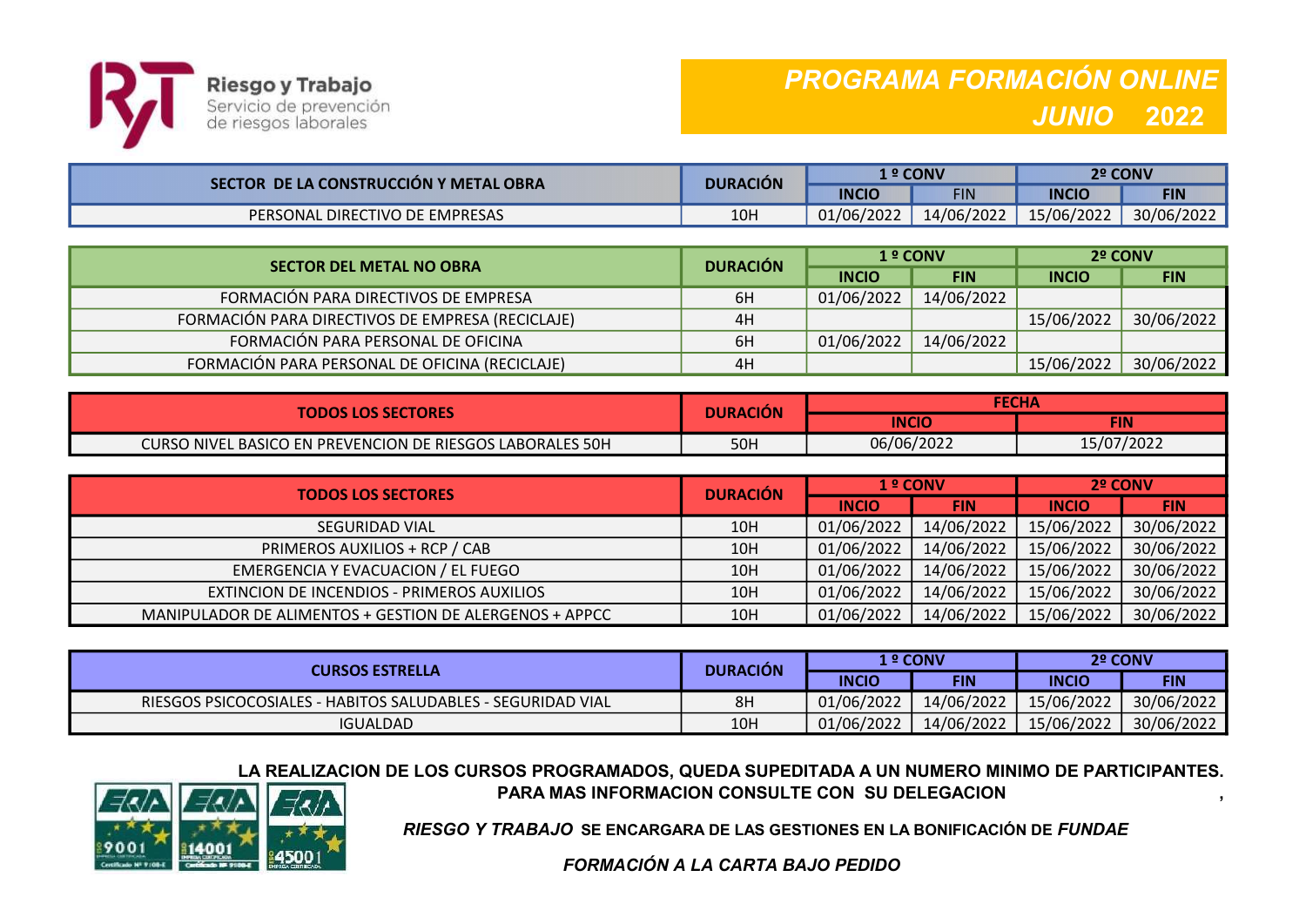Riesgo y Trabajo
Servicio de prevención de riesgos laborales

# PROGRAMA FORMACIÓN ONLINE JUNIO 2022

| SECTOR DE LA CONSTRUCCIÓN Y METAL OBRA | DURACIÓN | 1 º CONV | | 2º CONV | |
|---|---|---|---|---|---|
| | | INCIO | FIN | INCIO | FIN |
| PERSONAL DIRECTIVO DE EMPRESAS | 10H | 01/06/2022 | 14/06/2022 | 15/06/2022 | 30/06/2022 |

| SECTOR DEL METAL NO OBRA | DURACIÓN | 1 º CONV | | 2º CONV | |
|---|---|---|---|---|---|
| | | INCIO | FIN | INCIO | FIN |
| FORMACIÓN PARA DIRECTIVOS DE EMPRESA | 6H | 01/06/2022 | 14/06/2022 | | |
| FORMACIÓN PARA DIRECTIVOS DE EMPRESA (RECICLAJE) | 4H | | | 15/06/2022 | 30/06/2022 |
| FORMACIÓN PARA PERSONAL DE OFICINA | 6H | 01/06/2022 | 14/06/2022 | | |
| FORMACIÓN PARA PERSONAL DE OFICINA (RECICLAJE) | 4H | | | 15/06/2022 | 30/06/2022 |

| TODOS LOS SECTORES | DURACIÓN | FECHA | |
|---|---|---|---|
| | | INCIO | FIN |
| CURSO NIVEL BASICO EN PREVENCION DE RIESGOS LABORALES 50H | 50H | 06/06/2022 | 15/07/2022 |

| TODOS LOS SECTORES | DURACIÓN | 1 º CONV | | 2º CONV | |
|---|---|---|---|---|---|
| | | INCIO | FIN | INCIO | FIN |
| SEGURIDAD VIAL | 10H | 01/06/2022 | 14/06/2022 | 15/06/2022 | 30/06/2022 |
| PRIMEROS AUXILIOS + RCP / CAB | 10H | 01/06/2022 | 14/06/2022 | 15/06/2022 | 30/06/2022 |
| EMERGENCIA Y EVACUACION / EL FUEGO | 10H | 01/06/2022 | 14/06/2022 | 15/06/2022 | 30/06/2022 |
| EXTINCION DE INCENDIOS - PRIMEROS AUXILIOS | 10H | 01/06/2022 | 14/06/2022 | 15/06/2022 | 30/06/2022 |
| MANIPULADOR DE ALIMENTOS + GESTION DE ALERGENOS + APPCC | 10H | 01/06/2022 | 14/06/2022 | 15/06/2022 | 30/06/2022 |

| CURSOS ESTRELLA | DURACIÓN | 1 º CONV | | 2º CONV | |
|---|---|---|---|---|---|
| | | INCIO | FIN | INCIO | FIN |
| RIESGOS PSICOCOSIALES - HABITOS SALUDABLES - SEGURIDAD VIAL | 8H | 01/06/2022 | 14/06/2022 | 15/06/2022 | 30/06/2022 |
| IGUALDAD | 10H | 01/06/2022 | 14/06/2022 | 15/06/2022 | 30/06/2022 |

**LA REALIZACION DE LOS CURSOS PROGRAMADOS, QUEDA SUPEDITADA A UN NUMERO MINIMO DE PARTICIPANTES.**
**PARA MAS INFORMACION CONSULTE CON SU DELEGACION**

***RIESGO Y TRABAJO*** **SE ENCARGARA DE LAS GESTIONES EN LA BONIFICACIÓN DE *FUNDAE***

***FORMACIÓN A LA CARTA BAJO PEDIDO***